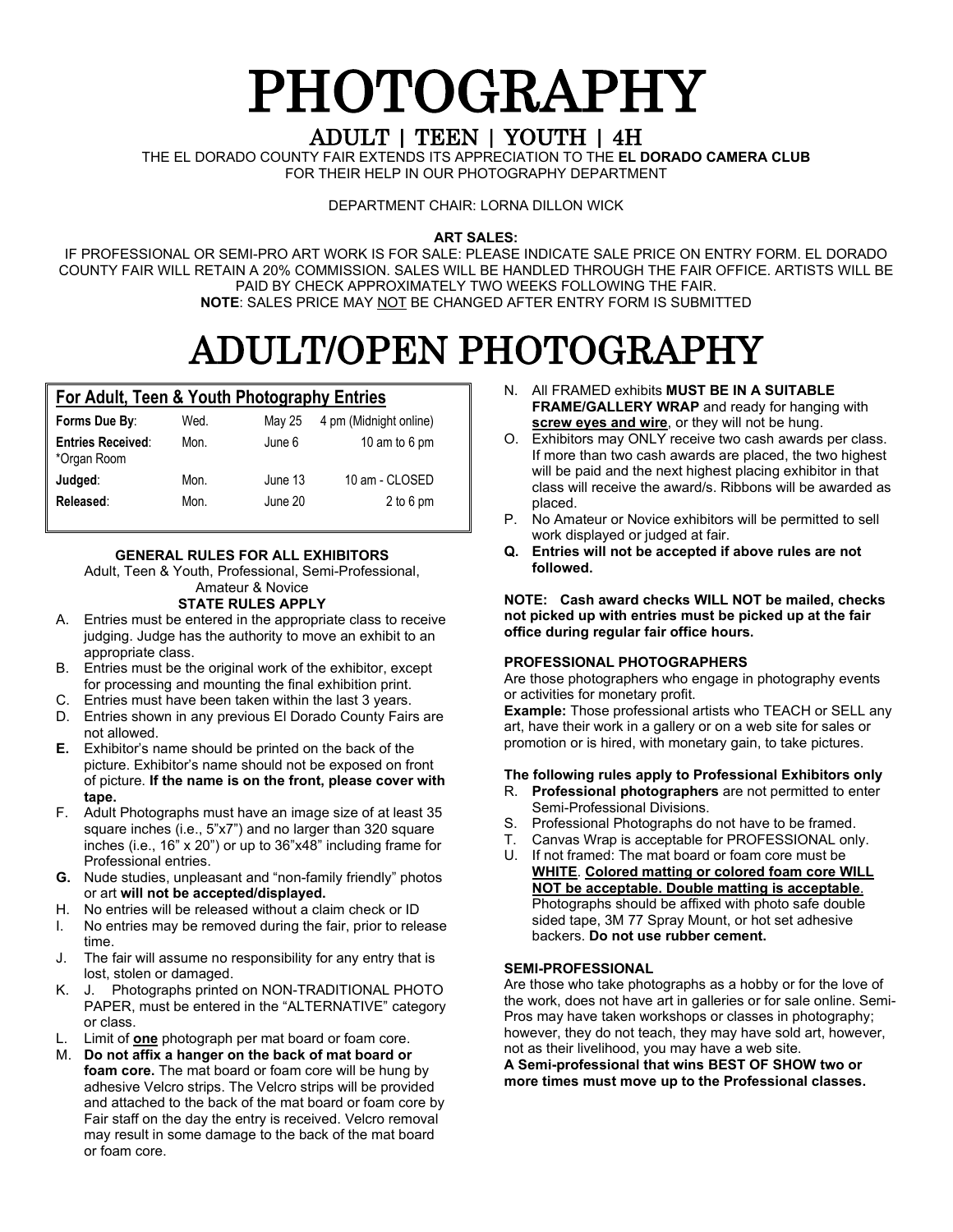# PHOTOGRAPHY

## ADULT | TEEN | YOUTH | 4H

THE EL DORADO COUNTY FAIR EXTENDS ITS APPRECIATION TO THE **EL DORADO CAMERA CLUB** FOR THEIR HELP IN OUR PHOTOGRAPHY DEPARTMENT

DEPARTMENT CHAIR: LORNA DILLON WICK

**ART SALES:**

IF PROFESSIONAL OR SEMI-PRO ART WORK IS FOR SALE: PLEASE INDICATE SALE PRICE ON ENTRY FORM. EL DORADO COUNTY FAIR WILL RETAIN A 20% COMMISSION. SALES WILL BE HANDLED THROUGH THE FAIR OFFICE. ARTISTS WILL BE PAID BY CHECK APPROXIMATELY TWO WEEKS FOLLOWING THE FAIR.

**NOTE**: SALES PRICE MAY NOT BE CHANGED AFTER ENTRY FORM IS SUBMITTED

# ADULT/OPEN PHOTOGRAPHY

**For Adult, Teen & Youth Photography Entries**

| | | | |
|---|---|---|---|
| **Forms Due By**: | Wed. | May 25 | 4 pm (Midnight online) |
| **Entries Received**: *Organ Room | Mon. | June 6 | 10 am to 6 pm |
| **Judged**: | Mon. | June 13 | 10 am - CLOSED |
| **Released**: | Mon. | June 20 | 2 to 6 pm |

**GENERAL RULES FOR ALL EXHIBITORS**

Adult, Teen & Youth, Professional, Semi-Professional, Amateur & Novice

**STATE RULES APPLY**

A. Entries must be entered in the appropriate class to receive judging. Judge has the authority to move an exhibit to an appropriate class.
B. Entries must be the original work of the exhibitor, except for processing and mounting the final exhibition print.
C. Entries must have been taken within the last 3 years.
D. Entries shown in any previous El Dorado County Fairs are not allowed.
**E.** Exhibitor's name should be printed on the back of the picture. Exhibitor's name should not be exposed on front of picture. **If the name is on the front, please cover with tape.**
F. Adult Photographs must have an image size of at least 35 square inches (i.e., 5"x7") and no larger than 320 square inches (i.e., 16" x 20") or up to 36"x48" including frame for Professional entries.
**G.** Nude studies, unpleasant and "non-family friendly" photos or art **will not be accepted/displayed.**
H. No entries will be released without a claim check or ID
I. No entries may be removed during the fair, prior to release time.
J. The fair will assume no responsibility for any entry that is lost, stolen or damaged.
K. J. Photographs printed on NON-TRADITIONAL PHOTO PAPER, must be entered in the "ALTERNATIVE" category or class.
L. Limit of **one** photograph per mat board or foam core.
M. **Do not affix a hanger on the back of mat board or foam core.** The mat board or foam core will be hung by adhesive Velcro strips. The Velcro strips will be provided and attached to the back of the mat board or foam core by Fair staff on the day the entry is received. Velcro removal may result in some damage to the back of the mat board or foam core.
N. All FRAMED exhibits **MUST BE IN A SUITABLE FRAME/GALLERY WRAP** and ready for hanging with **screw eyes and wire**, or they will not be hung.
O. Exhibitors may ONLY receive two cash awards per class. If more than two cash awards are placed, the two highest will be paid and the next highest placing exhibitor in that class will receive the award/s. Ribbons will be awarded as placed.
P. No Amateur or Novice exhibitors will be permitted to sell work displayed or judged at fair.
**Q. Entries will not be accepted if above rules are not followed.**

**NOTE: Cash award checks WILL NOT be mailed, checks not picked up with entries must be picked up at the fair office during regular fair office hours.**

**PROFESSIONAL PHOTOGRAPHERS**

Are those photographers who engage in photography events or activities for monetary profit.

**Example:** Those professional artists who TEACH or SELL any art, have their work in a gallery or on a web site for sales or promotion or is hired, with monetary gain, to take pictures.

**The following rules apply to Professional Exhibitors only**

R. **Professional photographers** are not permitted to enter Semi-Professional Divisions.
S. Professional Photographs do not have to be framed.
T. Canvas Wrap is acceptable for PROFESSIONAL only.
U. If not framed: The mat board or foam core must be **WHITE**. **Colored matting or colored foam core WILL NOT be acceptable. Double matting is acceptable**. Photographs should be affixed with photo safe double sided tape, 3M 77 Spray Mount, or hot set adhesive backers. **Do not use rubber cement.**

**SEMI-PROFESSIONAL**

Are those who take photographs as a hobby or for the love of the work, does not have art in galleries or for sale online. Semi-Pros may have taken workshops or classes in photography; however, they do not teach, they may have sold art, however, not as their livelihood, you may have a web site.

**A Semi-professional that wins BEST OF SHOW two or more times must move up to the Professional classes.**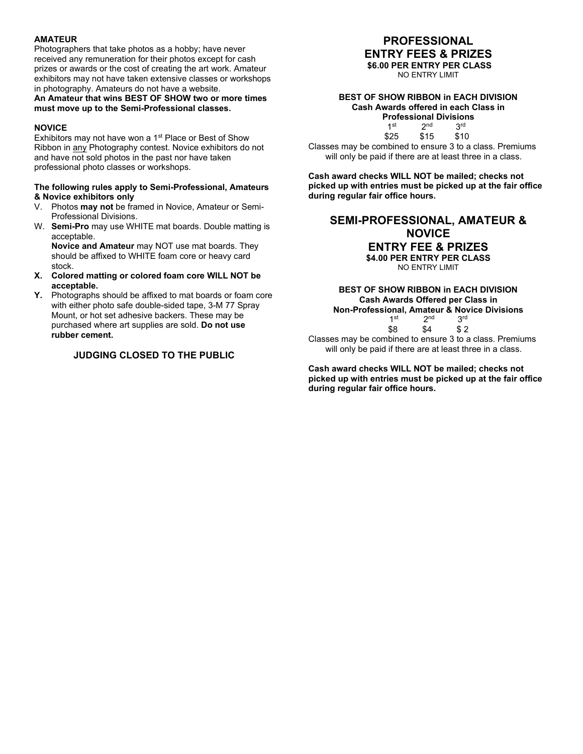**AMATEUR**
Photographers that take photos as a hobby; have never received any remuneration for their photos except for cash prizes or awards or the cost of creating the art work. Amateur exhibitors may not have taken extensive classes or workshops in photography. Amateurs do not have a website.
**An Amateur that wins BEST OF SHOW two or more times must move up to the Semi-Professional classes.**

**NOVICE**
Exhibitors may not have won a 1st Place or Best of Show Ribbon in any Photography contest. Novice exhibitors do not and have not sold photos in the past nor have taken professional photo classes or workshops.

**The following rules apply to Semi-Professional, Amateurs & Novice exhibitors only**

V. Photos **may not** be framed in Novice, Amateur or Semi-Professional Divisions.
W. **Semi-Pro** may use WHITE mat boards. Double matting is acceptable.
**Novice and Amateur** may NOT use mat boards. They should be affixed to WHITE foam core or heavy card stock.
**X. Colored matting or colored foam core WILL NOT be acceptable.**
**Y.** Photographs should be affixed to mat boards or foam core with either photo safe double-sided tape, 3-M 77 Spray Mount, or hot set adhesive backers. These may be purchased where art supplies are sold. **Do not use rubber cement.**

**JUDGING CLOSED TO THE PUBLIC**

## PROFESSIONAL ENTRY FEES & PRIZES

**$6.00 PER ENTRY PER CLASS**
NO ENTRY LIMIT

**BEST OF SHOW RIBBON in EACH DIVISION**
**Cash Awards offered in each Class in Professional Divisions**

| 1st | 2nd | 3rd |
|---|---|---|
| $25 | $15 | $10 |

Classes may be combined to ensure 3 to a class. Premiums will only be paid if there are at least three in a class.

**Cash award checks WILL NOT be mailed; checks not picked up with entries must be picked up at the fair office during regular fair office hours.**

## SEMI-PROFESSIONAL, AMATEUR & NOVICE ENTRY FEE & PRIZES

**$4.00 PER ENTRY PER CLASS**
NO ENTRY LIMIT

**BEST OF SHOW RIBBON in EACH DIVISION**
**Cash Awards Offered per Class in Non-Professional, Amateur & Novice Divisions**

| 1st | 2nd | 3rd |
|---|---|---|
| $8 | $4 | $ 2 |

Classes may be combined to ensure 3 to a class. Premiums will only be paid if there are at least three in a class.

**Cash award checks WILL NOT be mailed; checks not picked up with entries must be picked up at the fair office during regular fair office hours.**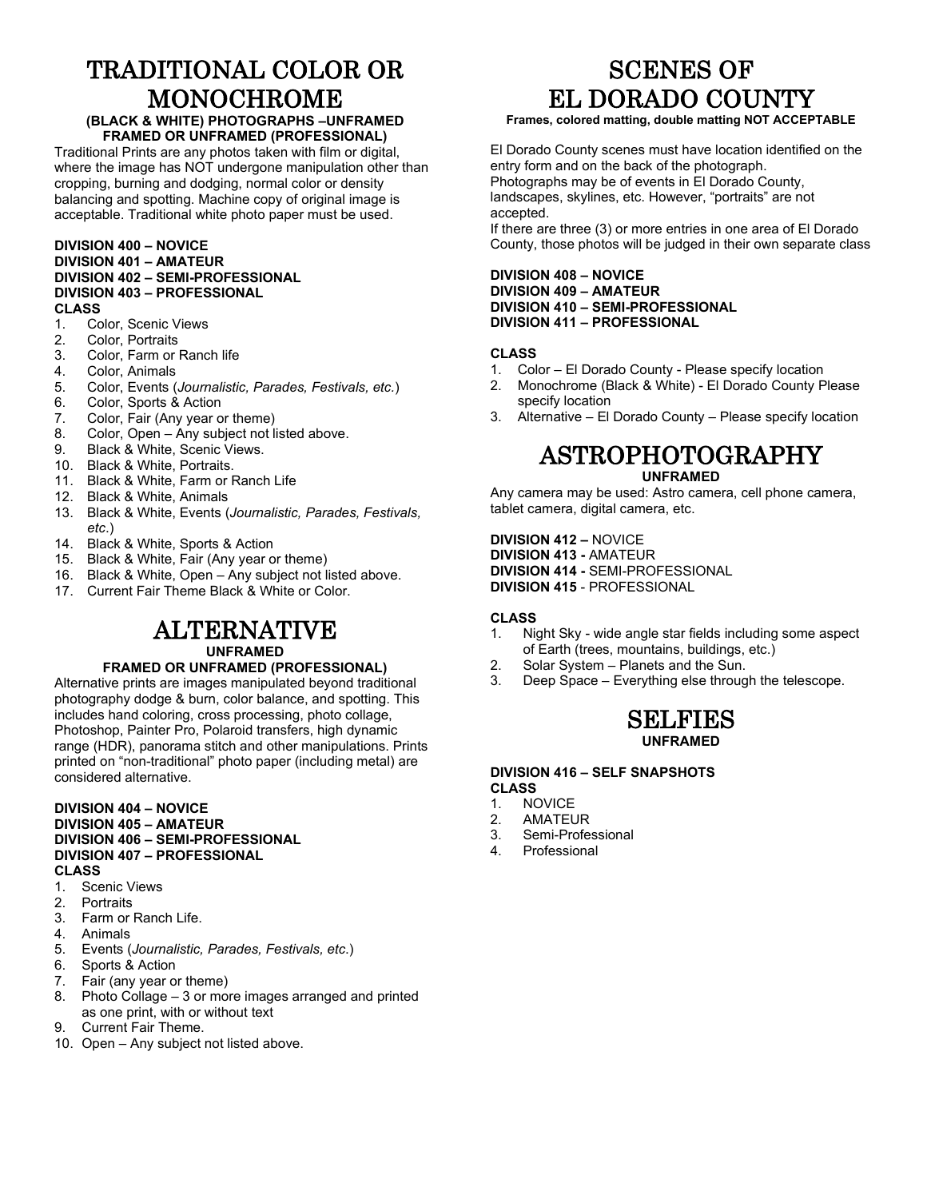# TRADITIONAL COLOR OR MONOCHROME

**(BLACK & WHITE) PHOTOGRAPHS –UNFRAMED**
**FRAMED OR UNFRAMED (PROFESSIONAL)**

Traditional Prints are any photos taken with film or digital, where the image has NOT undergone manipulation other than cropping, burning and dodging, normal color or density balancing and spotting. Machine copy of original image is acceptable. Traditional white photo paper must be used.

**DIVISION 400 – NOVICE**
**DIVISION 401 – AMATEUR**
**DIVISION 402 – SEMI-PROFESSIONAL**
**DIVISION 403 – PROFESSIONAL**
**CLASS**

1. Color, Scenic Views
2. Color, Portraits
3. Color, Farm or Ranch life
4. Color, Animals
5. Color, Events (*Journalistic, Parades, Festivals, etc.*)
6. Color, Sports & Action
7. Color, Fair (Any year or theme)
8. Color, Open – Any subject not listed above.
9. Black & White, Scenic Views.
10. Black & White, Portraits.
11. Black & White, Farm or Ranch Life
12. Black & White, Animals
13. Black & White, Events (*Journalistic, Parades, Festivals, etc.*)
14. Black & White, Sports & Action
15. Black & White, Fair (Any year or theme)
16. Black & White, Open – Any subject not listed above.
17. Current Fair Theme Black & White or Color.

# ALTERNATIVE

**UNFRAMED**
**FRAMED OR UNFRAMED (PROFESSIONAL)**

Alternative prints are images manipulated beyond traditional photography dodge & burn, color balance, and spotting. This includes hand coloring, cross processing, photo collage, Photoshop, Painter Pro, Polaroid transfers, high dynamic range (HDR), panorama stitch and other manipulations. Prints printed on "non-traditional" photo paper (including metal) are considered alternative.

**DIVISION 404 – NOVICE**
**DIVISION 405 – AMATEUR**
**DIVISION 406 – SEMI-PROFESSIONAL**
**DIVISION 407 – PROFESSIONAL**
**CLASS**

1. Scenic Views
2. Portraits
3. Farm or Ranch Life.
4. Animals
5. Events (*Journalistic, Parades, Festivals, etc.*)
6. Sports & Action
7. Fair (any year or theme)
8. Photo Collage – 3 or more images arranged and printed as one print, with or without text
9. Current Fair Theme.
10. Open – Any subject not listed above.

# SCENES OF EL DORADO COUNTY

**Frames, colored matting, double matting NOT ACCEPTABLE**

El Dorado County scenes must have location identified on the entry form and on the back of the photograph.
Photographs may be of events in El Dorado County, landscapes, skylines, etc. However, "portraits" are not accepted.
If there are three (3) or more entries in one area of El Dorado County, those photos will be judged in their own separate class

**DIVISION 408 – NOVICE**
**DIVISION 409 – AMATEUR**
**DIVISION 410 – SEMI-PROFESSIONAL**
**DIVISION 411 – PROFESSIONAL**

**CLASS**

1. Color – El Dorado County - Please specify location
2. Monochrome (Black & White) - El Dorado County Please specify location
3. Alternative – El Dorado County – Please specify location

# ASTROPHOTOGRAPHY

**UNFRAMED**

Any camera may be used: Astro camera, cell phone camera, tablet camera, digital camera, etc.

**DIVISION 412 –** NOVICE
**DIVISION 413 -** AMATEUR
**DIVISION 414 -** SEMI-PROFESSIONAL
**DIVISION 415** - PROFESSIONAL

**CLASS**

1. Night Sky - wide angle star fields including some aspect of Earth (trees, mountains, buildings, etc.)
2. Solar System – Planets and the Sun.
3. Deep Space – Everything else through the telescope.

# SELFIES

**UNFRAMED**

**DIVISION 416 – SELF SNAPSHOTS**
**CLASS**

1. NOVICE
2. AMATEUR
3. Semi-Professional
4. Professional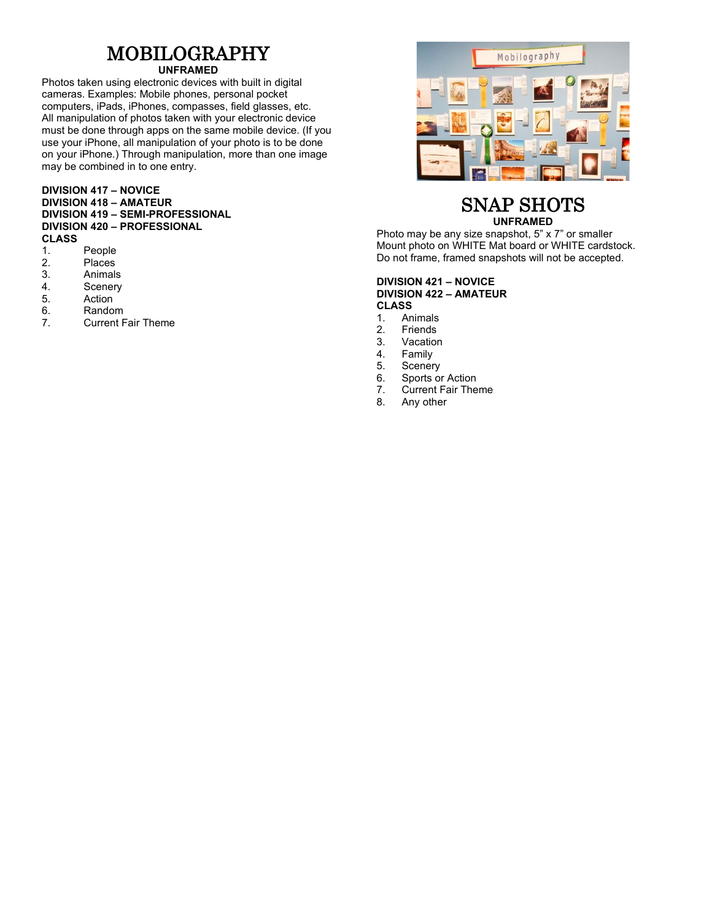# MOBILOGRAPHY

**UNFRAMED**

Photos taken using electronic devices with built in digital cameras. Examples: Mobile phones, personal pocket computers, iPads, iPhones, compasses, field glasses, etc. All manipulation of photos taken with your electronic device must be done through apps on the same mobile device. (If you use your iPhone, all manipulation of your photo is to be done on your iPhone.) Through manipulation, more than one image may be combined in to one entry.

**DIVISION 417 – NOVICE**
**DIVISION 418 – AMATEUR**
**DIVISION 419 – SEMI-PROFESSIONAL**
**DIVISION 420 – PROFESSIONAL**
**CLASS**

1. People
2. Places
3. Animals
4. Scenery
5. Action
6. Random
7. Current Fair Theme

# SNAP SHOTS

**UNFRAMED**

Photo may be any size snapshot, 5" x 7" or smaller
Mount photo on WHITE Mat board or WHITE cardstock.
Do not frame, framed snapshots will not be accepted.

**DIVISION 421 – NOVICE**
**DIVISION 422 – AMATEUR**
**CLASS**

1. Animals
2. Friends
3. Vacation
4. Family
5. Scenery
6. Sports or Action
7. Current Fair Theme
8. Any other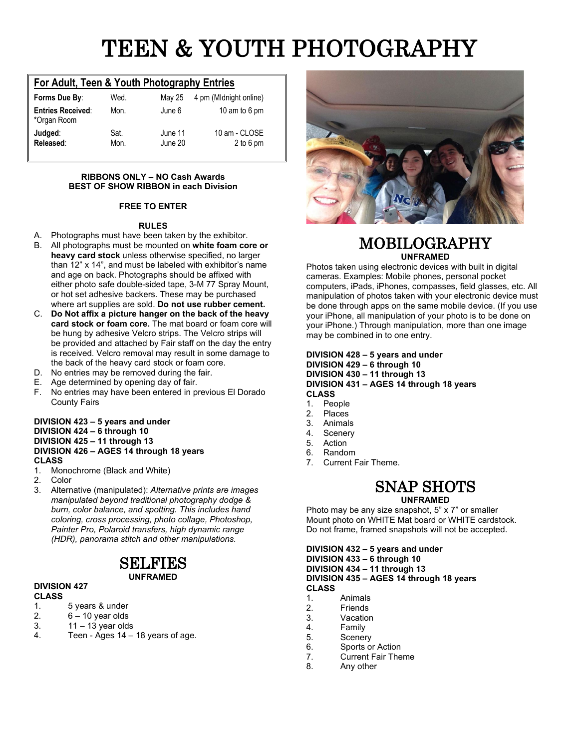# TEEN & YOUTH PHOTOGRAPHY

## For Adult, Teen & Youth Photography Entries

| | | | |
|---|---|---|---|
| **Forms Due By**: | Wed. | May 25 | 4 pm (MIdnight online) |
| **Entries Received**: *Organ Room | Mon. | June 6 | 10 am to 6 pm |
| **Judged**: | Sat. | June 11 | 10 am - CLOSE |
| **Released**: | Mon. | June 20 | 2 to 6 pm |

**RIBBONS ONLY – NO Cash Awards**
**BEST OF SHOW RIBBON in each Division**

**FREE TO ENTER**

**RULES**

A. Photographs must have been taken by the exhibitor.
B. All photographs must be mounted on **white foam core or heavy card stock** unless otherwise specified, no larger than 12" x 14", and must be labeled with exhibitor's name and age on back. Photographs should be affixed with either photo safe double-sided tape, 3-M 77 Spray Mount, or hot set adhesive backers. These may be purchased where art supplies are sold. **Do not use rubber cement.**
C. **Do Not affix a picture hanger on the back of the heavy card stock or foam core.** The mat board or foam core will be hung by adhesive Velcro strips. The Velcro strips will be provided and attached by Fair staff on the day the entry is received. Velcro removal may result in some damage to the back of the heavy card stock or foam core.
D. No entries may be removed during the fair.
E. Age determined by opening day of fair.
F. No entries may have been entered in previous El Dorado County Fairs

**DIVISION 423 – 5 years and under**
**DIVISION 424 – 6 through 10**
**DIVISION 425 – 11 through 13**
**DIVISION 426 – AGES 14 through 18 years**
**CLASS**

1. Monochrome (Black and White)
2. Color
3. Alternative (manipulated): *Alternative prints are images manipulated beyond traditional photography dodge & burn, color balance, and spotting. This includes hand coloring, cross processing, photo collage, Photoshop, Painter Pro, Polaroid transfers, high dynamic range (HDR), panorama stitch and other manipulations.*

## SELFIES

**UNFRAMED**

**DIVISION 427**
**CLASS**

1. 5 years & under
2. 6 – 10 year olds
3. 11 – 13 year olds
4. Teen - Ages 14 – 18 years of age.

## MOBILOGRAPHY

**UNFRAMED**

Photos taken using electronic devices with built in digital cameras. Examples: Mobile phones, personal pocket computers, iPads, iPhones, compasses, field glasses, etc. All manipulation of photos taken with your electronic device must be done through apps on the same mobile device. (If you use your iPhone, all manipulation of your photo is to be done on your iPhone.) Through manipulation, more than one image may be combined in to one entry.

**DIVISION 428 – 5 years and under**
**DIVISION 429 – 6 through 10**
**DIVISION 430 – 11 through 13**
**DIVISION 431 – AGES 14 through 18 years**
**CLASS**

1. People
2. Places
3. Animals
4. Scenery
5. Action
6. Random
7. Current Fair Theme.

## SNAP SHOTS

**UNFRAMED**

Photo may be any size snapshot, 5" x 7" or smaller Mount photo on WHITE Mat board or WHITE cardstock. Do not frame, framed snapshots will not be accepted.

**DIVISION 432 – 5 years and under**
**DIVISION 433 – 6 through 10**
**DIVISION 434 – 11 through 13**
**DIVISION 435 – AGES 14 through 18 years**
**CLASS**

1. Animals
2. Friends
3. Vacation
4. Family
5. Scenery
6. Sports or Action
7. Current Fair Theme
8. Any other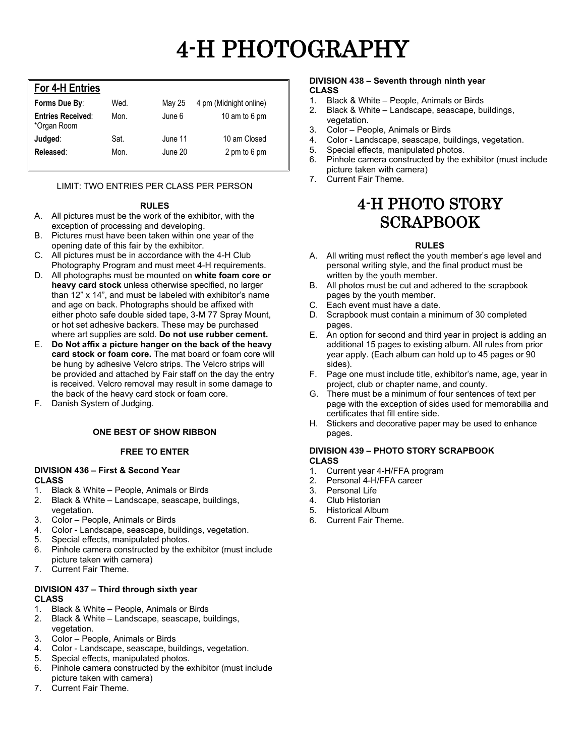# 4-H PHOTOGRAPHY

## For 4-H Entries

| | | | |
|---|---|---|---|
| **Forms Due By**: | Wed. | May 25 | 4 pm (Midnight online) |
| **Entries Received**: *Organ Room | Mon. | June 6 | 10 am to 6 pm |
| **Judged**: | Sat. | June 11 | 10 am Closed |
| **Released**: | Mon. | June 20 | 2 pm to 6 pm |

LIMIT: TWO ENTRIES PER CLASS PER PERSON

**RULES**

A. All pictures must be the work of the exhibitor, with the exception of processing and developing.
B. Pictures must have been taken within one year of the opening date of this fair by the exhibitor.
C. All pictures must be in accordance with the 4-H Club Photography Program and must meet 4-H requirements.
D. All photographs must be mounted on **white foam core or heavy card stock** unless otherwise specified, no larger than 12" x 14", and must be labeled with exhibitor's name and age on back. Photographs should be affixed with either photo safe double sided tape, 3-M 77 Spray Mount, or hot set adhesive backers. These may be purchased where art supplies are sold. **Do not use rubber cement.**
E. **Do Not affix a picture hanger on the back of the heavy card stock or foam core.** The mat board or foam core will be hung by adhesive Velcro strips. The Velcro strips will be provided and attached by Fair staff on the day the entry is received. Velcro removal may result in some damage to the back of the heavy card stock or foam core.
F. Danish System of Judging.

**ONE BEST OF SHOW RIBBON**

**FREE TO ENTER**

**DIVISION 436 – First & Second Year**
**CLASS**
1. Black & White – People, Animals or Birds
2. Black & White – Landscape, seascape, buildings, vegetation.
3. Color – People, Animals or Birds
4. Color - Landscape, seascape, buildings, vegetation.
5. Special effects, manipulated photos.
6. Pinhole camera constructed by the exhibitor (must include picture taken with camera)
7. Current Fair Theme.

**DIVISION 437 – Third through sixth year**
**CLASS**
1. Black & White – People, Animals or Birds
2. Black & White – Landscape, seascape, buildings, vegetation.
3. Color – People, Animals or Birds
4. Color - Landscape, seascape, buildings, vegetation.
5. Special effects, manipulated photos.
6. Pinhole camera constructed by the exhibitor (must include picture taken with camera)
7. Current Fair Theme.

**DIVISION 438 – Seventh through ninth year**
**CLASS**
1. Black & White – People, Animals or Birds
2. Black & White – Landscape, seascape, buildings, vegetation.
3. Color – People, Animals or Birds
4. Color - Landscape, seascape, buildings, vegetation.
5. Special effects, manipulated photos.
6. Pinhole camera constructed by the exhibitor (must include picture taken with camera)
7. Current Fair Theme.

# 4-H PHOTO STORY SCRAPBOOK

**RULES**

A. All writing must reflect the youth member's age level and personal writing style, and the final product must be written by the youth member.
B. All photos must be cut and adhered to the scrapbook pages by the youth member.
C. Each event must have a date.
D. Scrapbook must contain a minimum of 30 completed pages.
E. An option for second and third year in project is adding an additional 15 pages to existing album. All rules from prior year apply. (Each album can hold up to 45 pages or 90 sides).
F. Page one must include title, exhibitor's name, age, year in project, club or chapter name, and county.
G. There must be a minimum of four sentences of text per page with the exception of sides used for memorabilia and certificates that fill entire side.
H. Stickers and decorative paper may be used to enhance pages.

**DIVISION 439 – PHOTO STORY SCRAPBOOK**
**CLASS**
1. Current year 4-H/FFA program
2. Personal 4-H/FFA career
3. Personal Life
4. Club Historian
5. Historical Album
6. Current Fair Theme.